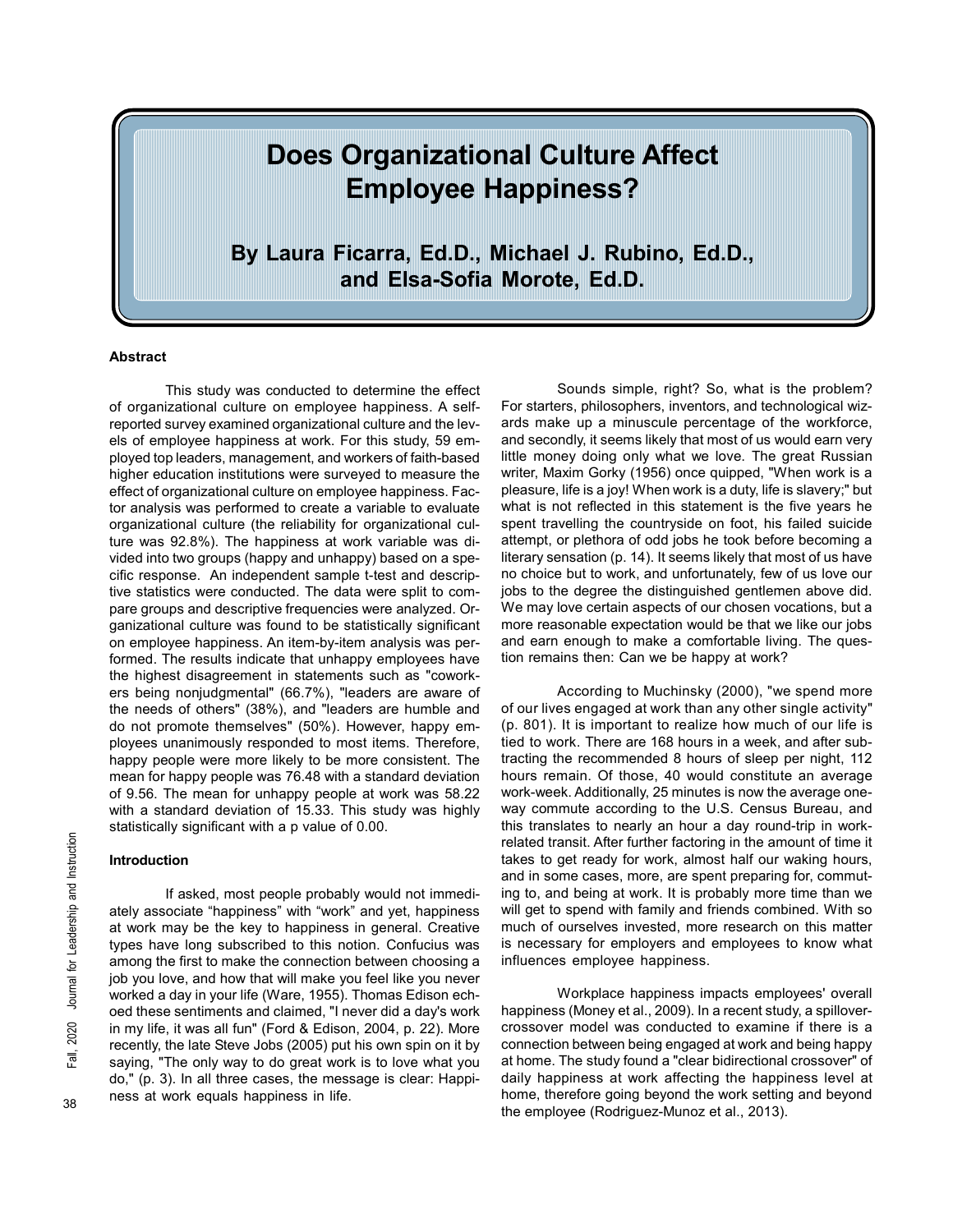# Does Organizational Culture Affect Employee Happiness?

**By Laura Ficarra, Ed.D., Michael J. Rubino, Ed.D., and Elsa-Sofia Morote, Ed.D.**

## Abstract

This study was conducted to determine the effect of organizational culture on employee happiness. A self-reported survey examined organizational culture and the levels of employee happiness at work. For this study, 59 employed top leaders, management, and workers of faith-based higher education institutions were surveyed to measure the effect of organizational culture on employee happiness. Factor analysis was performed to create a variable to evaluate organizational culture (the reliability for organizational culture was 92.8%). The happiness at work variable was divided into two groups (happy and unhappy) based on a specific response. An independent sample t-test and descriptive statistics were conducted. The data were split to compare groups and descriptive frequencies were analyzed. Organizational culture was found to be statistically significant on employee happiness. An item-by-item analysis was performed. The results indicate that unhappy employees have the highest disagreement in statements such as "coworkers being nonjudgmental" (66.7%), "leaders are aware of the needs of others" (38%), and "leaders are humble and do not promote themselves" (50%). However, happy employees unanimously responded to most items. Therefore, happy people were more likely to be more consistent. The mean for happy people was 76.48 with a standard deviation of 9.56. The mean for unhappy people at work was 58.22 with a standard deviation of 15.33. This study was highly statistically significant with a p value of 0.00.

## Introduction

If asked, most people probably would not immediately associate "happiness" with "work" and yet, happiness at work may be the key to happiness in general. Creative types have long subscribed to this notion. Confucius was among the first to make the connection between choosing a job you love, and how that will make you feel like you never worked a day in your life (Ware, 1955). Thomas Edison echoed these sentiments and claimed, "I never did a day's work in my life, it was all fun" (Ford & Edison, 2004, p. 22). More recently, the late Steve Jobs (2005) put his own spin on it by saying, "The only way to do great work is to love what you do," (p. 3). In all three cases, the message is clear: Happiness at work equals happiness in life.

Sounds simple, right? So, what is the problem? For starters, philosophers, inventors, and technological wizards make up a minuscule percentage of the workforce, and secondly, it seems likely that most of us would earn very little money doing only what we love. The great Russian writer, Maxim Gorky (1956) once quipped, "When work is a pleasure, life is a joy! When work is a duty, life is slavery;" but what is not reflected in this statement is the five years he spent travelling the countryside on foot, his failed suicide attempt, or plethora of odd jobs he took before becoming a literary sensation (p. 14). It seems likely that most of us have no choice but to work, and unfortunately, few of us love our jobs to the degree the distinguished gentlemen above did. We may love certain aspects of our chosen vocations, but a more reasonable expectation would be that we like our jobs and earn enough to make a comfortable living. The question remains then: Can we be happy at work?

According to Muchinsky (2000), "we spend more of our lives engaged at work than any other single activity" (p. 801). It is important to realize how much of our life is tied to work. There are 168 hours in a week, and after subtracting the recommended 8 hours of sleep per night, 112 hours remain. Of those, 40 would constitute an average work-week. Additionally, 25 minutes is now the average one-way commute according to the U.S. Census Bureau, and this translates to nearly an hour a day round-trip in work-related transit. After further factoring in the amount of time it takes to get ready for work, almost half our waking hours, and in some cases, more, are spent preparing for, commuting to, and being at work. It is probably more time than we will get to spend with family and friends combined. With so much of ourselves invested, more research on this matter is necessary for employers and employees to know what influences employee happiness.

Workplace happiness impacts employees' overall happiness (Money et al., 2009). In a recent study, a spillover-crossover model was conducted to examine if there is a connection between being engaged at work and being happy at home. The study found a "clear bidirectional crossover" of daily happiness at work affecting the happiness level at home, therefore going beyond the work setting and beyond the employee (Rodriguez-Munoz et al., 2013).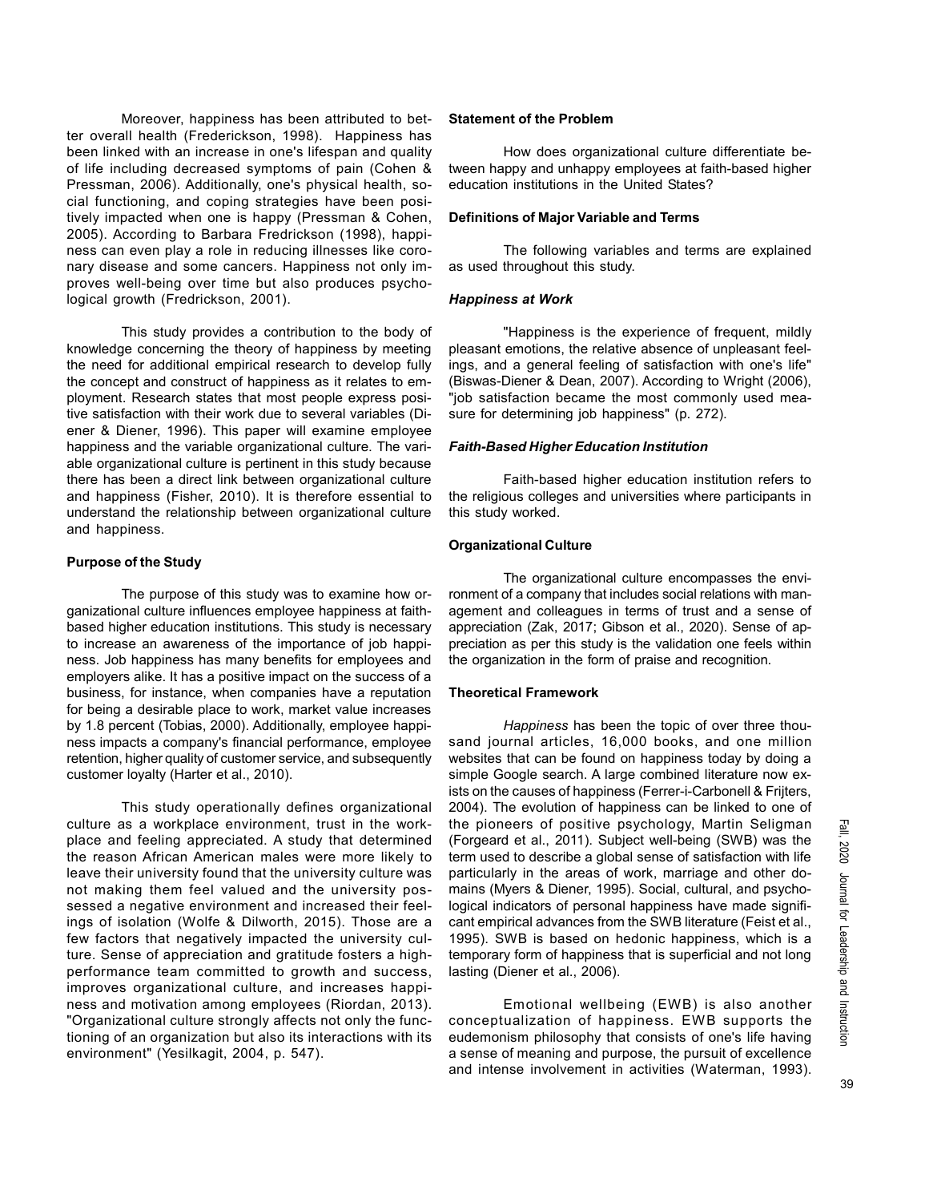Moreover, happiness has been attributed to better overall health (Frederickson, 1998). Happiness has been linked with an increase in one's lifespan and quality of life including decreased symptoms of pain (Cohen & Pressman, 2006). Additionally, one's physical health, social functioning, and coping strategies have been positively impacted when one is happy (Pressman & Cohen, 2005). According to Barbara Fredrickson (1998), happiness can even play a role in reducing illnesses like coronary disease and some cancers. Happiness not only improves well-being over time but also produces psychological growth (Fredrickson, 2001).

This study provides a contribution to the body of knowledge concerning the theory of happiness by meeting the need for additional empirical research to develop fully the concept and construct of happiness as it relates to employment. Research states that most people express positive satisfaction with their work due to several variables (Diener & Diener, 1996). This paper will examine employee happiness and the variable organizational culture. The variable organizational culture is pertinent in this study because there has been a direct link between organizational culture and happiness (Fisher, 2010). It is therefore essential to understand the relationship between organizational culture and happiness.

### Purpose of the Study

The purpose of this study was to examine how organizational culture influences employee happiness at faith-based higher education institutions. This study is necessary to increase an awareness of the importance of job happiness. Job happiness has many benefits for employees and employers alike. It has a positive impact on the success of a business, for instance, when companies have a reputation for being a desirable place to work, market value increases by 1.8 percent (Tobias, 2000). Additionally, employee happiness impacts a company's financial performance, employee retention, higher quality of customer service, and subsequently customer loyalty (Harter et al., 2010).

This study operationally defines organizational culture as a workplace environment, trust in the workplace and feeling appreciated. A study that determined the reason African American males were more likely to leave their university found that the university culture was not making them feel valued and the university possessed a negative environment and increased their feelings of isolation (Wolfe & Dilworth, 2015). Those are a few factors that negatively impacted the university culture. Sense of appreciation and gratitude fosters a high-performance team committed to growth and success, improves organizational culture, and increases happiness and motivation among employees (Riordan, 2013). "Organizational culture strongly affects not only the functioning of an organization but also its interactions with its environment" (Yesilkagit, 2004, p. 547).

### Statement of the Problem

How does organizational culture differentiate between happy and unhappy employees at faith-based higher education institutions in the United States?

### Definitions of Major Variable and Terms

The following variables and terms are explained as used throughout this study.

#### *Happiness at Work*

"Happiness is the experience of frequent, mildly pleasant emotions, the relative absence of unpleasant feelings, and a general feeling of satisfaction with one's life" (Biswas-Diener & Dean, 2007). According to Wright (2006), "job satisfaction became the most commonly used measure for determining job happiness" (p. 272).

#### *Faith-Based Higher Education Institution*

Faith-based higher education institution refers to the religious colleges and universities where participants in this study worked.

#### Organizational Culture

The organizational culture encompasses the environment of a company that includes social relations with management and colleagues in terms of trust and a sense of appreciation (Zak, 2017; Gibson et al., 2020). Sense of appreciation as per this study is the validation one feels within the organization in the form of praise and recognition.

### Theoretical Framework

*Happiness* has been the topic of over three thousand journal articles, 16,000 books, and one million websites that can be found on happiness today by doing a simple Google search. A large combined literature now exists on the causes of happiness (Ferrer-i-Carbonell & Frijters, 2004). The evolution of happiness can be linked to one of the pioneers of positive psychology, Martin Seligman (Forgeard et al., 2011). Subject well-being (SWB) was the term used to describe a global sense of satisfaction with life particularly in the areas of work, marriage and other domains (Myers & Diener, 1995). Social, cultural, and psychological indicators of personal happiness have made significant empirical advances from the SWB literature (Feist et al., 1995). SWB is based on hedonic happiness, which is a temporary form of happiness that is superficial and not long lasting (Diener et al., 2006).

Emotional wellbeing (EWB) is also another conceptualization of happiness. EWB supports the eudemonism philosophy that consists of one's life having a sense of meaning and purpose, the pursuit of excellence and intense involvement in activities (Waterman, 1993).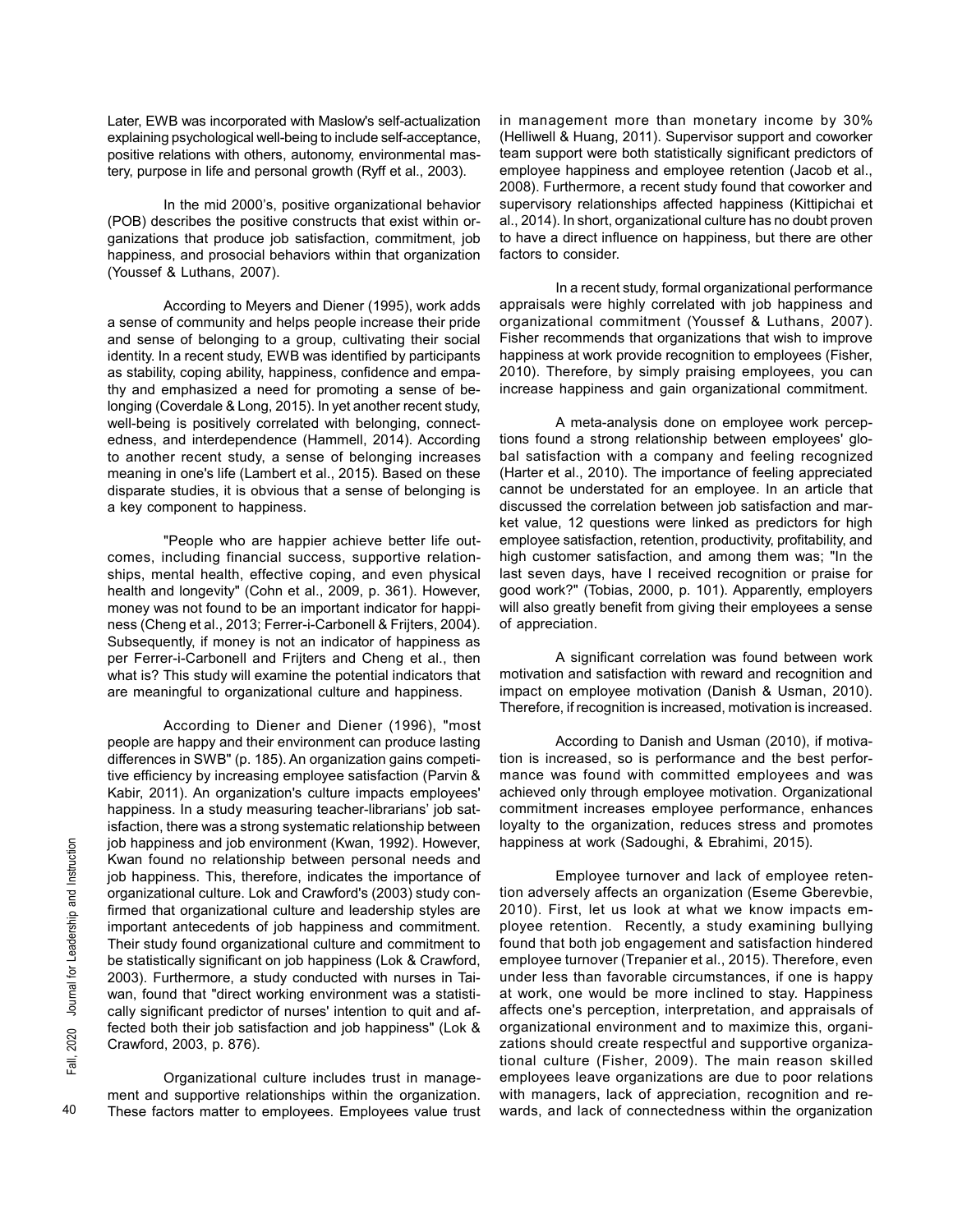Later, EWB was incorporated with Maslow's self-actualization explaining psychological well-being to include self-acceptance, positive relations with others, autonomy, environmental mastery, purpose in life and personal growth (Ryff et al., 2003).

In the mid 2000's, positive organizational behavior (POB) describes the positive constructs that exist within organizations that produce job satisfaction, commitment, job happiness, and prosocial behaviors within that organization (Youssef & Luthans, 2007).

According to Meyers and Diener (1995), work adds a sense of community and helps people increase their pride and sense of belonging to a group, cultivating their social identity. In a recent study, EWB was identified by participants as stability, coping ability, happiness, confidence and empathy and emphasized a need for promoting a sense of belonging (Coverdale & Long, 2015). In yet another recent study, well-being is positively correlated with belonging, connectedness, and interdependence (Hammell, 2014). According to another recent study, a sense of belonging increases meaning in one's life (Lambert et al., 2015). Based on these disparate studies, it is obvious that a sense of belonging is a key component to happiness.

"People who are happier achieve better life outcomes, including financial success, supportive relationships, mental health, effective coping, and even physical health and longevity" (Cohn et al., 2009, p. 361). However, money was not found to be an important indicator for happiness (Cheng et al., 2013; Ferrer-i-Carbonell & Frijters, 2004). Subsequently, if money is not an indicator of happiness as per Ferrer-i-Carbonell and Frijters and Cheng et al., then what is? This study will examine the potential indicators that are meaningful to organizational culture and happiness.

According to Diener and Diener (1996), "most people are happy and their environment can produce lasting differences in SWB" (p. 185). An organization gains competitive efficiency by increasing employee satisfaction (Parvin & Kabir, 2011). An organization's culture impacts employees' happiness. In a study measuring teacher-librarians' job satisfaction, there was a strong systematic relationship between job happiness and job environment (Kwan, 1992). However, Kwan found no relationship between personal needs and job happiness. This, therefore, indicates the importance of organizational culture. Lok and Crawford's (2003) study confirmed that organizational culture and leadership styles are important antecedents of job happiness and commitment. Their study found organizational culture and commitment to be statistically significant on job happiness (Lok & Crawford, 2003). Furthermore, a study conducted with nurses in Taiwan, found that "direct working environment was a statistically significant predictor of nurses' intention to quit and affected both their job satisfaction and job happiness" (Lok & Crawford, 2003, p. 876).

Organizational culture includes trust in management and supportive relationships within the organization. These factors matter to employees. Employees value trust in management more than monetary income by 30% (Helliwell & Huang, 2011). Supervisor support and coworker team support were both statistically significant predictors of employee happiness and employee retention (Jacob et al., 2008). Furthermore, a recent study found that coworker and supervisory relationships affected happiness (Kittipichai et al., 2014). In short, organizational culture has no doubt proven to have a direct influence on happiness, but there are other factors to consider.

In a recent study, formal organizational performance appraisals were highly correlated with job happiness and organizational commitment (Youssef & Luthans, 2007). Fisher recommends that organizations that wish to improve happiness at work provide recognition to employees (Fisher, 2010). Therefore, by simply praising employees, you can increase happiness and gain organizational commitment.

A meta-analysis done on employee work perceptions found a strong relationship between employees' global satisfaction with a company and feeling recognized (Harter et al., 2010). The importance of feeling appreciated cannot be understated for an employee. In an article that discussed the correlation between job satisfaction and market value, 12 questions were linked as predictors for high employee satisfaction, retention, productivity, profitability, and high customer satisfaction, and among them was; "In the last seven days, have I received recognition or praise for good work?" (Tobias, 2000, p. 101). Apparently, employers will also greatly benefit from giving their employees a sense of appreciation.

A significant correlation was found between work motivation and satisfaction with reward and recognition and impact on employee motivation (Danish & Usman, 2010). Therefore, if recognition is increased, motivation is increased.

According to Danish and Usman (2010), if motivation is increased, so is performance and the best performance was found with committed employees and was achieved only through employee motivation. Organizational commitment increases employee performance, enhances loyalty to the organization, reduces stress and promotes happiness at work (Sadoughi, & Ebrahimi, 2015).

Employee turnover and lack of employee retention adversely affects an organization (Eseme Gberevbie, 2010). First, let us look at what we know impacts employee retention. Recently, a study examining bullying found that both job engagement and satisfaction hindered employee turnover (Trepanier et al., 2015). Therefore, even under less than favorable circumstances, if one is happy at work, one would be more inclined to stay. Happiness affects one's perception, interpretation, and appraisals of organizational environment and to maximize this, organizations should create respectful and supportive organizational culture (Fisher, 2009). The main reason skilled employees leave organizations are due to poor relations with managers, lack of appreciation, recognition and rewards, and lack of connectedness within the organization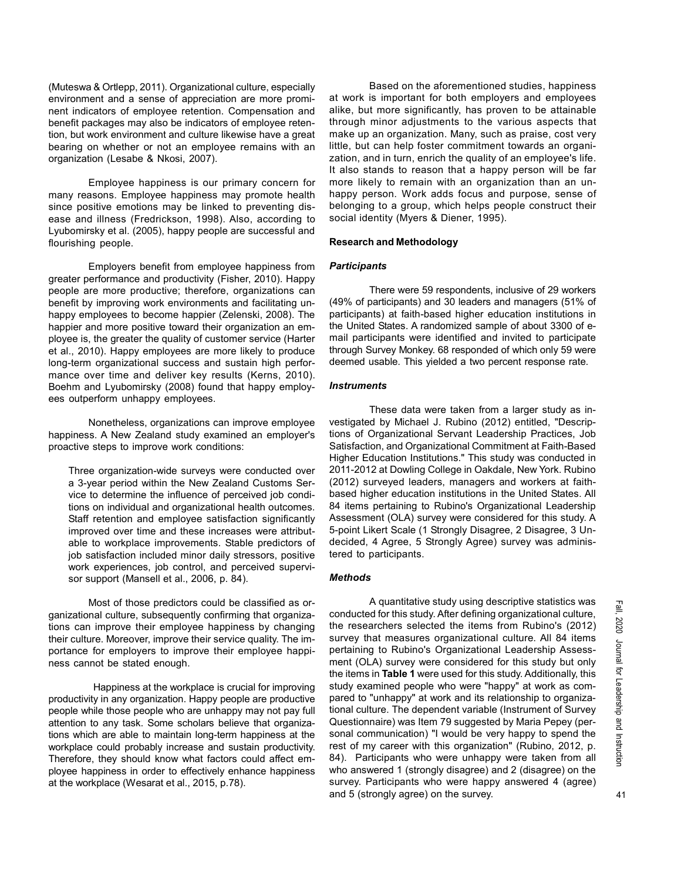(Muteswa & Ortlepp, 2011). Organizational culture, especially environment and a sense of appreciation are more prominent indicators of employee retention. Compensation and benefit packages may also be indicators of employee retention, but work environment and culture likewise have a great bearing on whether or not an employee remains with an organization (Lesabe & Nkosi, 2007).

Employee happiness is our primary concern for many reasons. Employee happiness may promote health since positive emotions may be linked to preventing disease and illness (Fredrickson, 1998). Also, according to Lyubomirsky et al. (2005), happy people are successful and flourishing people.

Employers benefit from employee happiness from greater performance and productivity (Fisher, 2010). Happy people are more productive; therefore, organizations can benefit by improving work environments and facilitating unhappy employees to become happier (Zelenski, 2008). The happier and more positive toward their organization an employee is, the greater the quality of customer service (Harter et al., 2010). Happy employees are more likely to produce long-term organizational success and sustain high performance over time and deliver key results (Kerns, 2010). Boehm and Lyubomirsky (2008) found that happy employees outperform unhappy employees.

Nonetheless, organizations can improve employee happiness. A New Zealand study examined an employer's proactive steps to improve work conditions:

> Three organization-wide surveys were conducted over a 3-year period within the New Zealand Customs Service to determine the influence of perceived job conditions on individual and organizational health outcomes. Staff retention and employee satisfaction significantly improved over time and these increases were attributable to workplace improvements. Stable predictors of job satisfaction included minor daily stressors, positive work experiences, job control, and perceived supervisor support (Mansell et al., 2006, p. 84).

Most of those predictors could be classified as organizational culture, subsequently confirming that organizations can improve their employee happiness by changing their culture. Moreover, improve their service quality. The importance for employers to improve their employee happiness cannot be stated enough.

Happiness at the workplace is crucial for improving productivity in any organization. Happy people are productive people while those people who are unhappy may not pay full attention to any task. Some scholars believe that organizations which are able to maintain long-term happiness at the workplace could probably increase and sustain productivity. Therefore, they should know what factors could affect employee happiness in order to effectively enhance happiness at the workplace (Wesarat et al., 2015, p.78).

Based on the aforementioned studies, happiness at work is important for both employers and employees alike, but more significantly, has proven to be attainable through minor adjustments to the various aspects that make up an organization. Many, such as praise, cost very little, but can help foster commitment towards an organization, and in turn, enrich the quality of an employee's life. It also stands to reason that a happy person will be far more likely to remain with an organization than an unhappy person. Work adds focus and purpose, sense of belonging to a group, which helps people construct their social identity (Myers & Diener, 1995).

**Research and Methodology**

***Participants***

There were 59 respondents, inclusive of 29 workers (49% of participants) and 30 leaders and managers (51% of participants) at faith-based higher education institutions in the United States. A randomized sample of about 3300 of e-mail participants were identified and invited to participate through Survey Monkey. 68 responded of which only 59 were deemed usable. This yielded a two percent response rate.

***Instruments***

These data were taken from a larger study as investigated by Michael J. Rubino (2012) entitled, "Descriptions of Organizational Servant Leadership Practices, Job Satisfaction, and Organizational Commitment at Faith-Based Higher Education Institutions." This study was conducted in 2011-2012 at Dowling College in Oakdale, New York. Rubino (2012) surveyed leaders, managers and workers at faith-based higher education institutions in the United States. All 84 items pertaining to Rubino's Organizational Leadership Assessment (OLA) survey were considered for this study. A 5-point Likert Scale (1 Strongly Disagree, 2 Disagree, 3 Undecided, 4 Agree, 5 Strongly Agree) survey was administered to participants.

***Methods***

A quantitative study using descriptive statistics was conducted for this study. After defining organizational culture, the researchers selected the items from Rubino's (2012) survey that measures organizational culture. All 84 items pertaining to Rubino's Organizational Leadership Assessment (OLA) survey were considered for this study but only the items in **Table 1** were used for this study. Additionally, this study examined people who were "happy" at work as compared to "unhappy" at work and its relationship to organizational culture. The dependent variable (Instrument of Survey Questionnaire) was Item 79 suggested by Maria Pepey (personal communication) "I would be very happy to spend the rest of my career with this organization" (Rubino, 2012, p. 84). Participants who were unhappy were taken from all who answered 1 (strongly disagree) and 2 (disagree) on the survey. Participants who were happy answered 4 (agree) and 5 (strongly agree) on the survey.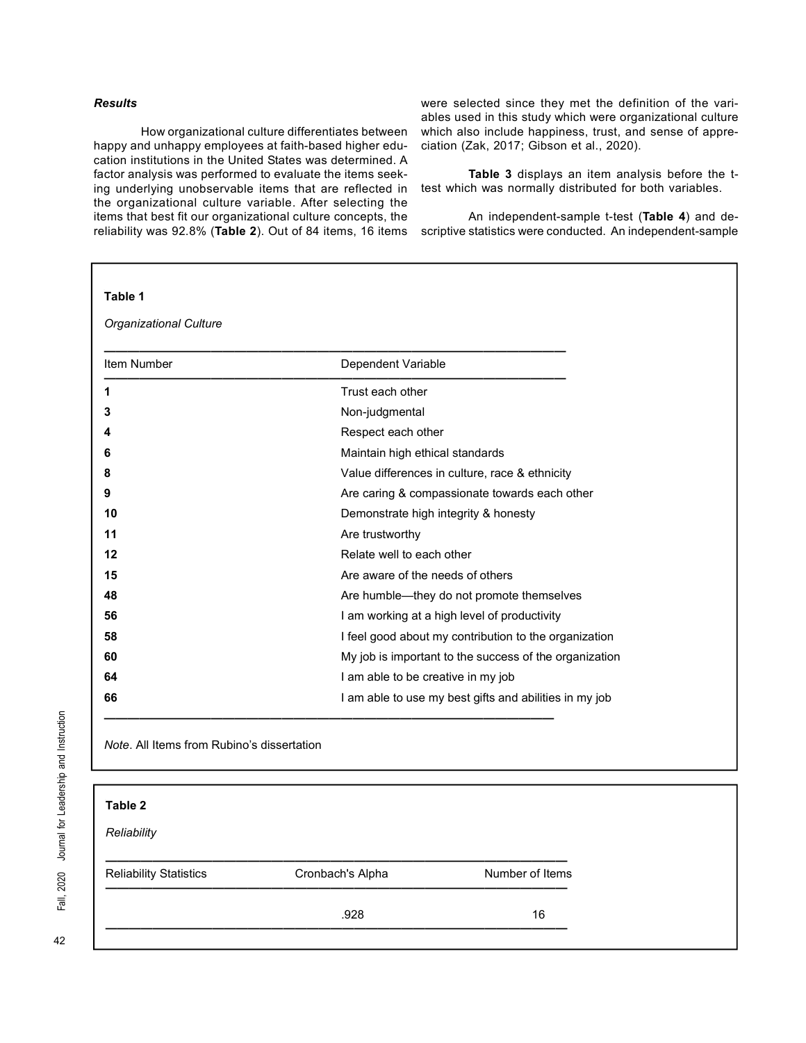### *Results*

How organizational culture differentiates between happy and unhappy employees at faith-based higher education institutions in the United States was determined. A factor analysis was performed to evaluate the items seeking underlying unobservable items that are reflected in the organizational culture variable. After selecting the items that best fit our organizational culture concepts, the reliability was 92.8% (**Table 2**). Out of 84 items, 16 items were selected since they met the definition of the variables used in this study which were organizational culture which also include happiness, trust, and sense of appreciation (Zak, 2017; Gibson et al., 2020).

**Table 3** displays an item analysis before the t-test which was normally distributed for both variables.

An independent-sample t-test (**Table 4**) and descriptive statistics were conducted. An independent-sample

**Table 1**

*Organizational Culture*

| Item Number | Dependent Variable |
|---|---|
| **1** | Trust each other |
| **3** | Non-judgmental |
| **4** | Respect each other |
| **6** | Maintain high ethical standards |
| **8** | Value differences in culture, race & ethnicity |
| **9** | Are caring & compassionate towards each other |
| **10** | Demonstrate high integrity & honesty |
| **11** | Are trustworthy |
| **12** | Relate well to each other |
| **15** | Are aware of the needs of others |
| **48** | Are humble—they do not promote themselves |
| **56** | I am working at a high level of productivity |
| **58** | I feel good about my contribution to the organization |
| **60** | My job is important to the success of the organization |
| **64** | I am able to be creative in my job |
| **66** | I am able to use my best gifts and abilities in my job |

*Note*. All Items from Rubino's dissertation

**Table 2**

*Reliability*

| Reliability Statistics | Cronbach's Alpha | Number of Items |
|---|---|---|
| | .928 | 16 |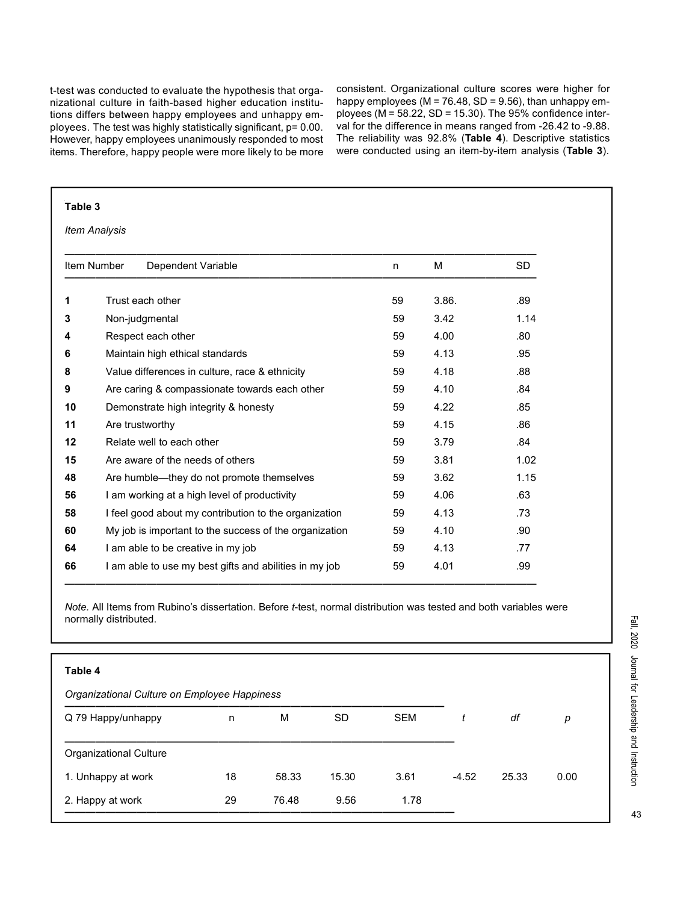t-test was conducted to evaluate the hypothesis that organizational culture in faith-based higher education institutions differs between happy employees and unhappy employees. The test was highly statistically significant, p= 0.00. However, happy employees unanimously responded to most items. Therefore, happy people were more likely to be more consistent. Organizational culture scores were higher for happy employees (M = 76.48, SD = 9.56), than unhappy employees (M = 58.22, SD = 15.30). The 95% confidence interval for the difference in means ranged from -26.42 to -9.88. The reliability was 92.8% (**Table 4**). Descriptive statistics were conducted using an item-by-item analysis (**Table 3**).

**Table 3**

*Item Analysis*

| Item Number | Dependent Variable | n | M | SD |
|---|---|---|---|---|
| **1** | Trust each other | 59 | 3.86. | .89 |
| **3** | Non-judgmental | 59 | 3.42 | 1.14 |
| **4** | Respect each other | 59 | 4.00 | .80 |
| **6** | Maintain high ethical standards | 59 | 4.13 | .95 |
| **8** | Value differences in culture, race & ethnicity | 59 | 4.18 | .88 |
| **9** | Are caring & compassionate towards each other | 59 | 4.10 | .84 |
| **10** | Demonstrate high integrity & honesty | 59 | 4.22 | .85 |
| **11** | Are trustworthy | 59 | 4.15 | .86 |
| **12** | Relate well to each other | 59 | 3.79 | .84 |
| **15** | Are aware of the needs of others | 59 | 3.81 | 1.02 |
| **48** | Are humble—they do not promote themselves | 59 | 3.62 | 1.15 |
| **56** | I am working at a high level of productivity | 59 | 4.06 | .63 |
| **58** | I feel good about my contribution to the organization | 59 | 4.13 | .73 |
| **60** | My job is important to the success of the organization | 59 | 4.10 | .90 |
| **64** | I am able to be creative in my job | 59 | 4.13 | .77 |
| **66** | I am able to use my best gifts and abilities in my job | 59 | 4.01 | .99 |

*Note.* All Items from Rubino's dissertation. Before *t*-test, normal distribution was tested and both variables were normally distributed.

**Table 4**

*Organizational Culture on Employee Happiness*

| Q 79 Happy/unhappy | n | M | SD | SEM | *t* | *df* | *p* |
|---|---|---|---|---|---|---|---|
| Organizational Culture | | | | | | | |
| 1. Unhappy at work | 18 | 58.33 | 15.30 | 3.61 | -4.52 | 25.33 | 0.00 |
| 2. Happy at work | 29 | 76.48 | 9.56 | 1.78 | | | |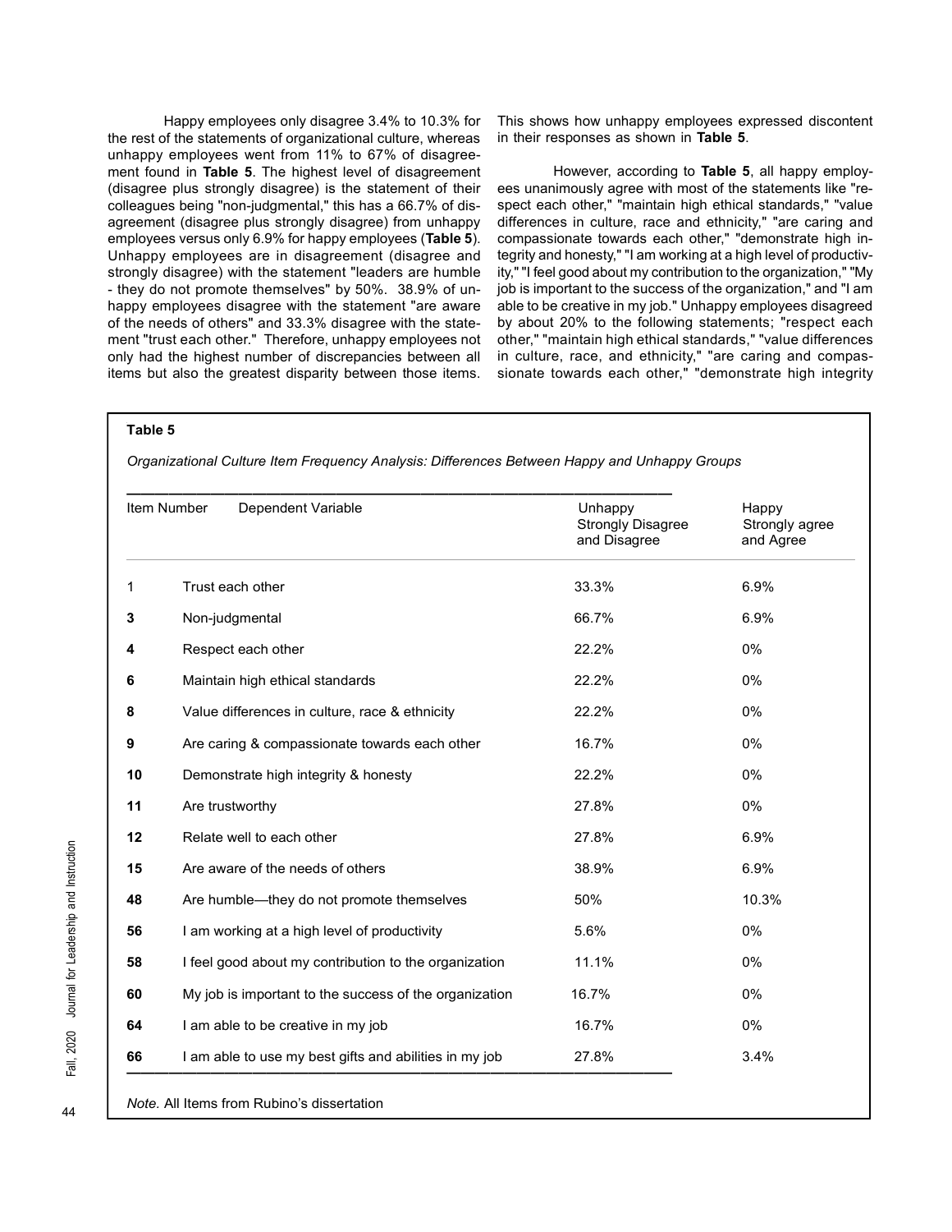Happy employees only disagree 3.4% to 10.3% for the rest of the statements of organizational culture, whereas unhappy employees went from 11% to 67% of disagreement found in **Table 5**. The highest level of disagreement (disagree plus strongly disagree) is the statement of their colleagues being "non-judgmental," this has a 66.7% of disagreement (disagree plus strongly disagree) from unhappy employees versus only 6.9% for happy employees (**Table 5**). Unhappy employees are in disagreement (disagree and strongly disagree) with the statement "leaders are humble - they do not promote themselves" by 50%. 38.9% of unhappy employees disagree with the statement "are aware of the needs of others" and 33.3% disagree with the statement "trust each other." Therefore, unhappy employees not only had the highest number of discrepancies between all items but also the greatest disparity between those items. This shows how unhappy employees expressed discontent in their responses as shown in **Table 5**.

However, according to **Table 5**, all happy employees unanimously agree with most of the statements like "respect each other," "maintain high ethical standards," "value differences in culture, race and ethnicity," "are caring and compassionate towards each other," "demonstrate high integrity and honesty," "I am working at a high level of productivity," "I feel good about my contribution to the organization," "My job is important to the success of the organization," and "I am able to be creative in my job." Unhappy employees disagreed by about 20% to the following statements; "respect each other," "maintain high ethical standards," "value differences in culture, race, and ethnicity," "are caring and compassionate towards each other," "demonstrate high integrity

**Table 5**

*Organizational Culture Item Frequency Analysis: Differences Between Happy and Unhappy Groups*

| Item Number | Dependent Variable | Unhappy Strongly Disagree and Disagree | Happy Strongly agree and Agree |
|---|---|---|---|
| 1 | Trust each other | 33.3% | 6.9% |
| **3** | Non-judgmental | 66.7% | 6.9% |
| **4** | Respect each other | 22.2% | 0% |
| **6** | Maintain high ethical standards | 22.2% | 0% |
| **8** | Value differences in culture, race & ethnicity | 22.2% | 0% |
| **9** | Are caring & compassionate towards each other | 16.7% | 0% |
| **10** | Demonstrate high integrity & honesty | 22.2% | 0% |
| **11** | Are trustworthy | 27.8% | 0% |
| **12** | Relate well to each other | 27.8% | 6.9% |
| **15** | Are aware of the needs of others | 38.9% | 6.9% |
| **48** | Are humble—they do not promote themselves | 50% | 10.3% |
| **56** | I am working at a high level of productivity | 5.6% | 0% |
| **58** | I feel good about my contribution to the organization | 11.1% | 0% |
| **60** | My job is important to the success of the organization | 16.7% | 0% |
| **64** | I am able to be creative in my job | 16.7% | 0% |
| **66** | I am able to use my best gifts and abilities in my job | 27.8% | 3.4% |

*Note.* All Items from Rubino's dissertation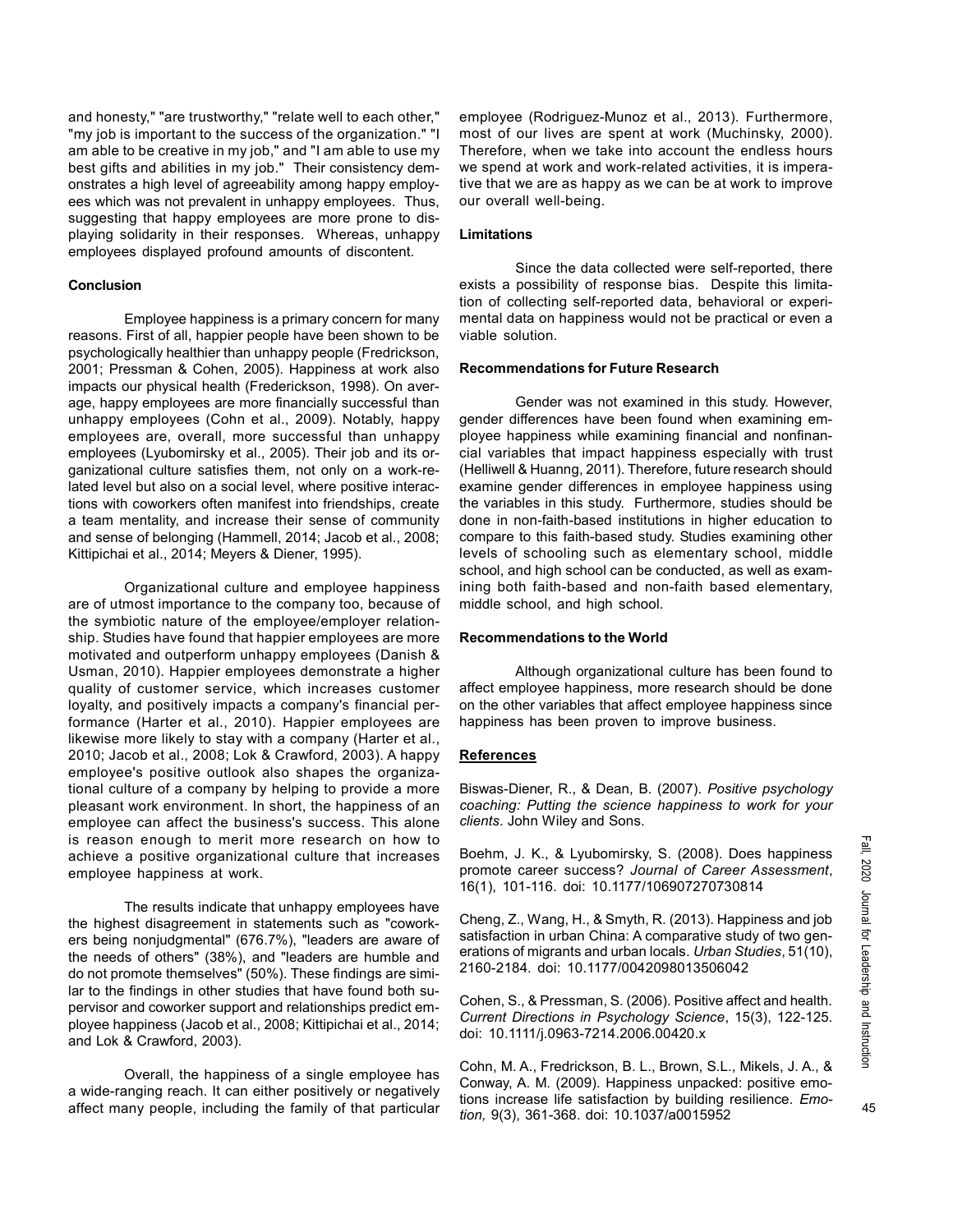and honesty," "are trustworthy," "relate well to each other," "my job is important to the success of the organization." "I am able to be creative in my job," and "I am able to use my best gifts and abilities in my job." Their consistency demonstrates a high level of agreeability among happy employees which was not prevalent in unhappy employees. Thus, suggesting that happy employees are more prone to displaying solidarity in their responses. Whereas, unhappy employees displayed profound amounts of discontent.

### Conclusion

Employee happiness is a primary concern for many reasons. First of all, happier people have been shown to be psychologically healthier than unhappy people (Fredrickson, 2001; Pressman & Cohen, 2005). Happiness at work also impacts our physical health (Frederickson, 1998). On average, happy employees are more financially successful than unhappy employees (Cohn et al., 2009). Notably, happy employees are, overall, more successful than unhappy employees (Lyubomirsky et al., 2005). Their job and its organizational culture satisfies them, not only on a work-related level but also on a social level, where positive interactions with coworkers often manifest into friendships, create a team mentality, and increase their sense of community and sense of belonging (Hammell, 2014; Jacob et al., 2008; Kittipichai et al., 2014; Meyers & Diener, 1995).

Organizational culture and employee happiness are of utmost importance to the company too, because of the symbiotic nature of the employee/employer relationship. Studies have found that happier employees are more motivated and outperform unhappy employees (Danish & Usman, 2010). Happier employees demonstrate a higher quality of customer service, which increases customer loyalty, and positively impacts a company's financial performance (Harter et al., 2010). Happier employees are likewise more likely to stay with a company (Harter et al., 2010; Jacob et al., 2008; Lok & Crawford, 2003). A happy employee's positive outlook also shapes the organizational culture of a company by helping to provide a more pleasant work environment. In short, the happiness of an employee can affect the business's success. This alone is reason enough to merit more research on how to achieve a positive organizational culture that increases employee happiness at work.

The results indicate that unhappy employees have the highest disagreement in statements such as "coworkers being nonjudgmental" (676.7%), "leaders are aware of the needs of others" (38%), and "leaders are humble and do not promote themselves" (50%). These findings are similar to the findings in other studies that have found both supervisor and coworker support and relationships predict employee happiness (Jacob et al., 2008; Kittipichai et al., 2014; and Lok & Crawford, 2003).

Overall, the happiness of a single employee has a wide-ranging reach. It can either positively or negatively affect many people, including the family of that particular employee (Rodriguez-Munoz et al., 2013). Furthermore, most of our lives are spent at work (Muchinsky, 2000). Therefore, when we take into account the endless hours we spend at work and work-related activities, it is imperative that we are as happy as we can be at work to improve our overall well-being.

### Limitations

Since the data collected were self-reported, there exists a possibility of response bias. Despite this limitation of collecting self-reported data, behavioral or experimental data on happiness would not be practical or even a viable solution.

### Recommendations for Future Research

Gender was not examined in this study. However, gender differences have been found when examining employee happiness while examining financial and nonfinancial variables that impact happiness especially with trust (Helliwell & Huanng, 2011). Therefore, future research should examine gender differences in employee happiness using the variables in this study. Furthermore, studies should be done in non-faith-based institutions in higher education to compare to this faith-based study. Studies examining other levels of schooling such as elementary school, middle school, and high school can be conducted, as well as examining both faith-based and non-faith based elementary, middle school, and high school.

### Recommendations to the World

Although organizational culture has been found to affect employee happiness, more research should be done on the other variables that affect employee happiness since happiness has been proven to improve business.

### References

Biswas-Diener, R., & Dean, B. (2007). *Positive psychology coaching: Putting the science happiness to work for your clients*. John Wiley and Sons.

Boehm, J. K., & Lyubomirsky, S. (2008). Does happiness promote career success? *Journal of Career Assessment*, 16(1), 101-116. doi: 10.1177/106907270730814

Cheng, Z., Wang, H., & Smyth, R. (2013). Happiness and job satisfaction in urban China: A comparative study of two generations of migrants and urban locals. *Urban Studies*, 51(10), 2160-2184. doi: 10.1177/0042098013506042

Cohen, S., & Pressman, S. (2006). Positive affect and health. *Current Directions in Psychology Science*, 15(3), 122-125. doi: 10.1111/j.0963-7214.2006.00420.x

Cohn, M. A., Fredrickson, B. L., Brown, S.L., Mikels, J. A., & Conway, A. M. (2009). Happiness unpacked: positive emotions increase life satisfaction by building resilience. *Emotion,* 9(3), 361-368. doi: 10.1037/a0015952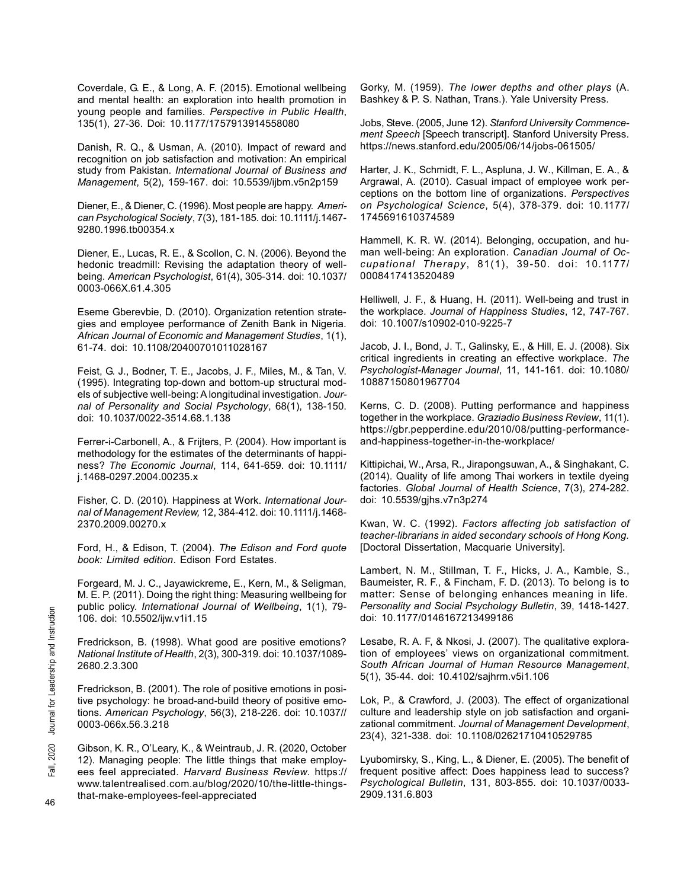Coverdale, G. E., & Long, A. F. (2015). Emotional wellbeing and mental health: an exploration into health promotion in young people and families. *Perspective in Public Health*, 135(1), 27-36. Doi: 10.1177/1757913914558080

Danish, R. Q., & Usman, A. (2010). Impact of reward and recognition on job satisfaction and motivation: An empirical study from Pakistan. *International Journal of Business and Management*, 5(2), 159-167. doi: 10.5539/ijbm.v5n2p159

Diener, E., & Diener, C. (1996). Most people are happy. *American Psychological Society*, 7(3), 181-185. doi: 10.1111/j.1467-9280.1996.tb00354.x

Diener, E., Lucas, R. E., & Scollon, C. N. (2006). Beyond the hedonic treadmill: Revising the adaptation theory of well-being. *American Psychologist*, 61(4), 305-314. doi: 10.1037/0003-066X.61.4.305

Eseme Gberevbie, D. (2010). Organization retention strategies and employee performance of Zenith Bank in Nigeria. *African Journal of Economic and Management Studies*, 1(1), 61-74. doi: 10.1108/20400701011028167

Feist, G. J., Bodner, T. E., Jacobs, J. F., Miles, M., & Tan, V. (1995). Integrating top-down and bottom-up structural models of subjective well-being: A longitudinal investigation. *Journal of Personality and Social Psychology*, 68(1), 138-150. doi: 10.1037/0022-3514.68.1.138

Ferrer-i-Carbonell, A., & Frijters, P. (2004). How important is methodology for the estimates of the determinants of happiness? *The Economic Journal*, 114, 641-659. doi: 10.1111/j.1468-0297.2004.00235.x

Fisher, C. D. (2010). Happiness at Work. *International Journal of Management Review,* 12, 384-412. doi: 10.1111/j.1468-2370.2009.00270.x

Ford, H., & Edison, T. (2004). *The Edison and Ford quote book: Limited edition*. Edison Ford Estates.

Forgeard, M. J. C., Jayawickreme, E., Kern, M., & Seligman, M. E. P. (2011). Doing the right thing: Measuring wellbeing for public policy. *International Journal of Wellbeing*, 1(1), 79-106. doi: 10.5502/ijw.v1i1.15

Fredrickson, B. (1998). What good are positive emotions? *National Institute of Health*, 2(3), 300-319. doi: 10.1037/1089-2680.2.3.300

Fredrickson, B. (2001). The role of positive emotions in positive psychology: he broad-and-build theory of positive emotions. *American Psychology*, 56(3), 218-226. doi: 10.1037//0003-066x.56.3.218

Gibson, K. R., O'Leary, K., & Weintraub, J. R. (2020, October 12). Managing people: The little things that make employees feel appreciated. *Harvard Business Review*. https://www.talentrealised.com.au/blog/2020/10/the-little-things-that-make-employees-feel-appreciated

Gorky, M. (1959). *The lower depths and other plays* (A. Bashkey & P. S. Nathan, Trans.). Yale University Press.

Jobs, Steve. (2005, June 12). *Stanford University Commencement Speech* [Speech transcript]. Stanford University Press. https://news.stanford.edu/2005/06/14/jobs-061505/

Harter, J. K., Schmidt, F. L., Aspluna, J. W., Killman, E. A., & Argrawal, A. (2010). Casual impact of employee work perceptions on the bottom line of organizations. *Perspectives on Psychological Science*, 5(4), 378-379. doi: 10.1177/1745691610374589

Hammell, K. R. W. (2014). Belonging, occupation, and human well-being: An exploration. *Canadian Journal of Occupational Therapy*, 81(1), 39-50. doi: 10.1177/0008417413520489

Helliwell, J. F., & Huang, H. (2011). Well-being and trust in the workplace. *Journal of Happiness Studies*, 12, 747-767. doi: 10.1007/s10902-010-9225-7

Jacob, J. I., Bond, J. T., Galinsky, E., & Hill, E. J. (2008). Six critical ingredients in creating an effective workplace. *The Psychologist-Manager Journal*, 11, 141-161. doi: 10.1080/10887150801967704

Kerns, C. D. (2008). Putting performance and happiness together in the workplace. *Graziadio Business Review*, 11(1). https://gbr.pepperdine.edu/2010/08/putting-performance-and-happiness-together-in-the-workplace/

Kittipichai, W., Arsa, R., Jirapongsuwan, A., & Singhakant, C. (2014). Quality of life among Thai workers in textile dyeing factories. *Global Journal of Health Science*, 7(3), 274-282. doi: 10.5539/gjhs.v7n3p274

Kwan, W. C. (1992). *Factors affecting job satisfaction of teacher-librarians in aided secondary schools of Hong Kong.* [Doctoral Dissertation, Macquarie University].

Lambert, N. M., Stillman, T. F., Hicks, J. A., Kamble, S., Baumeister, R. F., & Fincham, F. D. (2013). To belong is to matter: Sense of belonging enhances meaning in life. *Personality and Social Psychology Bulletin*, 39, 1418-1427. doi: 10.1177/0146167213499186

Lesabe, R. A. F, & Nkosi, J. (2007). The qualitative exploration of employees' views on organizational commitment. *South African Journal of Human Resource Management*, 5(1), 35-44. doi: 10.4102/sajhrm.v5i1.106

Lok, P., & Crawford, J. (2003). The effect of organizational culture and leadership style on job satisfaction and organizational commitment. *Journal of Management Development*, 23(4), 321-338. doi: 10.1108/02621710410529785

Lyubomirsky, S., King, L., & Diener, E. (2005). The benefit of frequent positive affect: Does happiness lead to success? *Psychological Bulletin*, 131, 803-855. doi: 10.1037/0033-2909.131.6.803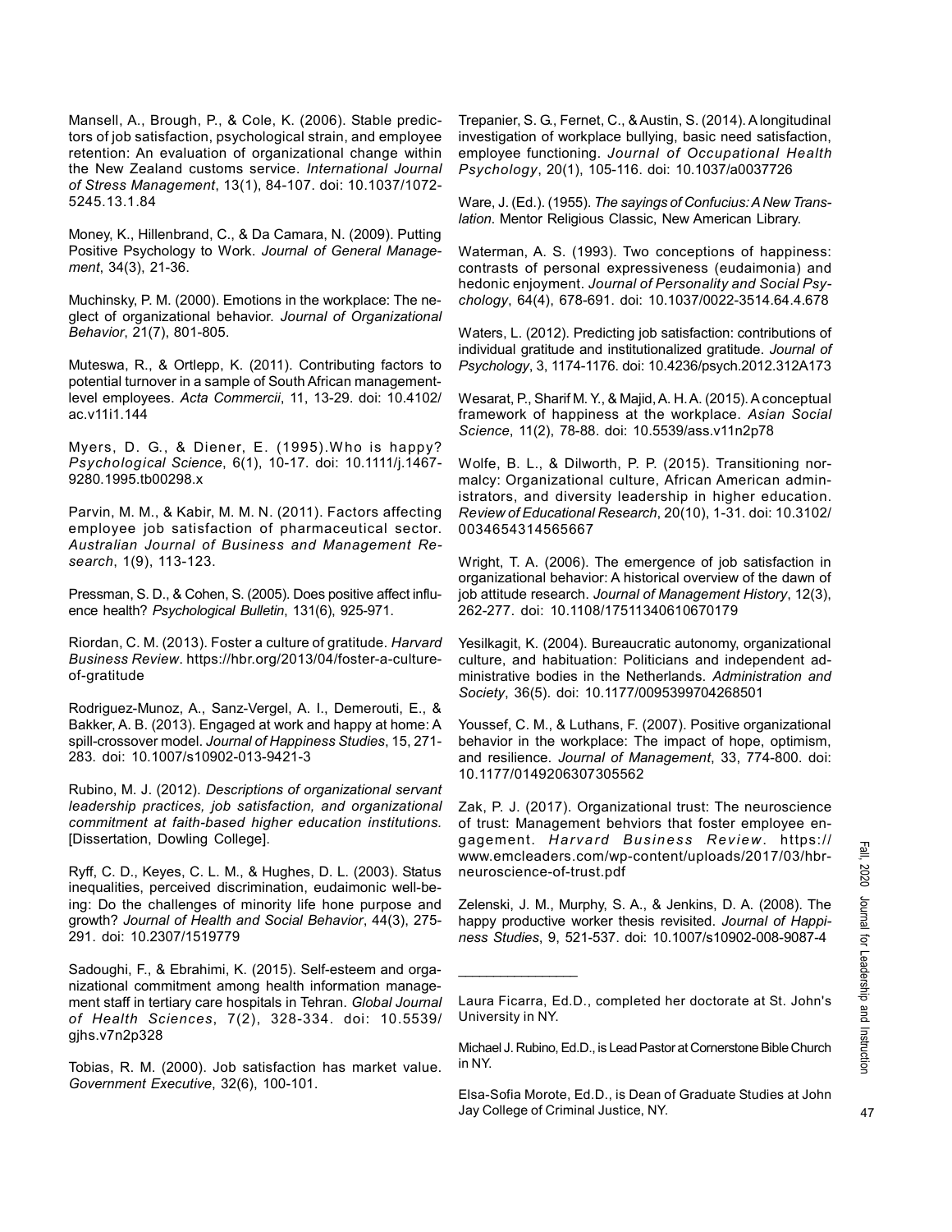Mansell, A., Brough, P., & Cole, K. (2006). Stable predictors of job satisfaction, psychological strain, and employee retention: An evaluation of organizational change within the New Zealand customs service. *International Journal of Stress Management*, 13(1), 84-107. doi: 10.1037/1072-5245.13.1.84

Money, K., Hillenbrand, C., & Da Camara, N. (2009). Putting Positive Psychology to Work. *Journal of General Management*, 34(3), 21-36.

Muchinsky, P. M. (2000). Emotions in the workplace: The neglect of organizational behavior. *Journal of Organizational Behavior*, 21(7), 801-805.

Muteswa, R., & Ortlepp, K. (2011). Contributing factors to potential turnover in a sample of South African management-level employees. *Acta Commercii*, 11, 13-29. doi: 10.4102/ac.v11i1.144

Myers, D. G., & Diener, E. (1995).Who is happy? *Psychological Science*, 6(1), 10-17. doi: 10.1111/j.1467-9280.1995.tb00298.x

Parvin, M. M., & Kabir, M. M. N. (2011). Factors affecting employee job satisfaction of pharmaceutical sector. *Australian Journal of Business and Management Research*, 1(9), 113-123.

Pressman, S. D., & Cohen, S. (2005). Does positive affect influence health? *Psychological Bulletin*, 131(6), 925-971.

Riordan, C. M. (2013). Foster a culture of gratitude. *Harvard Business Review*. https://hbr.org/2013/04/foster-a-culture-of-gratitude

Rodriguez-Munoz, A., Sanz-Vergel, A. I., Demerouti, E., & Bakker, A. B. (2013). Engaged at work and happy at home: A spill-crossover model. *Journal of Happiness Studies*, 15, 271-283. doi: 10.1007/s10902-013-9421-3

Rubino, M. J. (2012). *Descriptions of organizational servant leadership practices, job satisfaction, and organizational commitment at faith-based higher education institutions.* [Dissertation, Dowling College].

Ryff, C. D., Keyes, C. L. M., & Hughes, D. L. (2003). Status inequalities, perceived discrimination, eudaimonic well-being: Do the challenges of minority life hone purpose and growth? *Journal of Health and Social Behavior*, 44(3), 275-291. doi: 10.2307/1519779

Sadoughi, F., & Ebrahimi, K. (2015). Self-esteem and organizational commitment among health information management staff in tertiary care hospitals in Tehran. *Global Journal of Health Sciences*, 7(2), 328-334. doi: 10.5539/gjhs.v7n2p328

Tobias, R. M. (2000). Job satisfaction has market value. *Government Executive*, 32(6), 100-101.

Trepanier, S. G., Fernet, C., & Austin, S. (2014). A longitudinal investigation of workplace bullying, basic need satisfaction, employee functioning. *Journal of Occupational Health Psychology*, 20(1), 105-116. doi: 10.1037/a0037726

Ware, J. (Ed.). (1955). *The sayings of Confucius: A New Translation.* Mentor Religious Classic, New American Library.

Waterman, A. S. (1993). Two conceptions of happiness: contrasts of personal expressiveness (eudaimonia) and hedonic enjoyment. *Journal of Personality and Social Psychology*, 64(4), 678-691. doi: 10.1037/0022-3514.64.4.678

Waters, L. (2012). Predicting job satisfaction: contributions of individual gratitude and institutionalized gratitude. *Journal of Psychology*, 3, 1174-1176. doi: 10.4236/psych.2012.312A173

Wesarat, P., Sharif M. Y., & Majid, A. H. A. (2015). A conceptual framework of happiness at the workplace. *Asian Social Science*, 11(2), 78-88. doi: 10.5539/ass.v11n2p78

Wolfe, B. L., & Dilworth, P. P. (2015). Transitioning normalcy: Organizational culture, African American administrators, and diversity leadership in higher education. *Review of Educational Research*, 20(10), 1-31. doi: 10.3102/0034654314565667

Wright, T. A. (2006). The emergence of job satisfaction in organizational behavior: A historical overview of the dawn of job attitude research. *Journal of Management History*, 12(3), 262-277. doi: 10.1108/17511340610670179

Yesilkagit, K. (2004). Bureaucratic autonomy, organizational culture, and habituation: Politicians and independent administrative bodies in the Netherlands. *Administration and Society*, 36(5). doi: 10.1177/0095399704268501

Youssef, C. M., & Luthans, F. (2007). Positive organizational behavior in the workplace: The impact of hope, optimism, and resilience. *Journal of Management*, 33, 774-800. doi: 10.1177/0149206307305562

Zak, P. J. (2017). Organizational trust: The neuroscience of trust: Management behviors that foster employee engagement. *Harvard Business Review*. https://www.emcleaders.com/wp-content/uploads/2017/03/hbr-neuroscience-of-trust.pdf

Zelenski, J. M., Murphy, S. A., & Jenkins, D. A. (2008). The happy productive worker thesis revisited. *Journal of Happiness Studies*, 9, 521-537. doi: 10.1007/s10902-008-9087-4

---

Laura Ficarra, Ed.D., completed her doctorate at St. John's University in NY.

Michael J. Rubino, Ed.D., is Lead Pastor at Cornerstone Bible Church in NY.

Elsa-Sofia Morote, Ed.D., is Dean of Graduate Studies at John Jay College of Criminal Justice, NY.